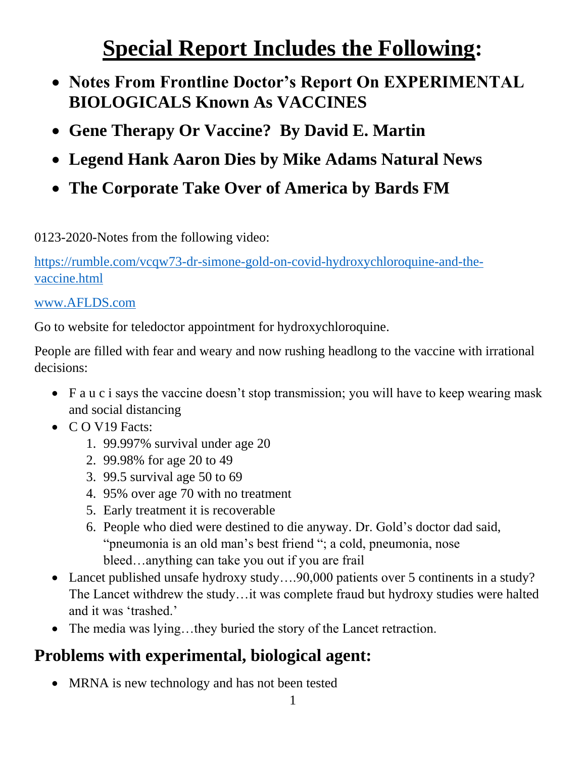# Special Report Includes the Following:

- **Notes From Frontline Doctor's Report On EXPERIMENTAL BIOLOGICALS Known As VACCINES**
- **Gene Therapy Or Vaccine? By David E. Martin**
- **Legend Hank Aaron Dies by Mike Adams Natural News**
- **The Corporate Take Over of America by Bards FM**

0123-2020-Notes from the following video:

https://rumble.com/vcqw73-dr-simone-gold-on-covid-hydroxychloroquine-and-the-vaccine.html

www.AFLDS.com

Go to website for teledoctor appointment for hydroxychloroquine.

People are filled with fear and weary and now rushing headlong to the vaccine with irrational decisions:

- F a u c i says the vaccine doesn't stop transmission; you will have to keep wearing mask and social distancing
- C O V19 Facts:
  1. 99.997% survival under age 20
  2. 99.98% for age 20 to 49
  3. 99.5 survival age 50 to 69
  4. 95% over age 70 with no treatment
  5. Early treatment it is recoverable
  6. People who died were destined to die anyway. Dr. Gold's doctor dad said, "pneumonia is an old man's best friend "; a cold, pneumonia, nose bleed…anything can take you out if you are frail
- Lancet published unsafe hydroxy study….90,000 patients over 5 continents in a study? The Lancet withdrew the study…it was complete fraud but hydroxy studies were halted and it was 'trashed.'
- The media was lying…they buried the story of the Lancet retraction.

## Problems with experimental, biological agent:

- MRNA is new technology and has not been tested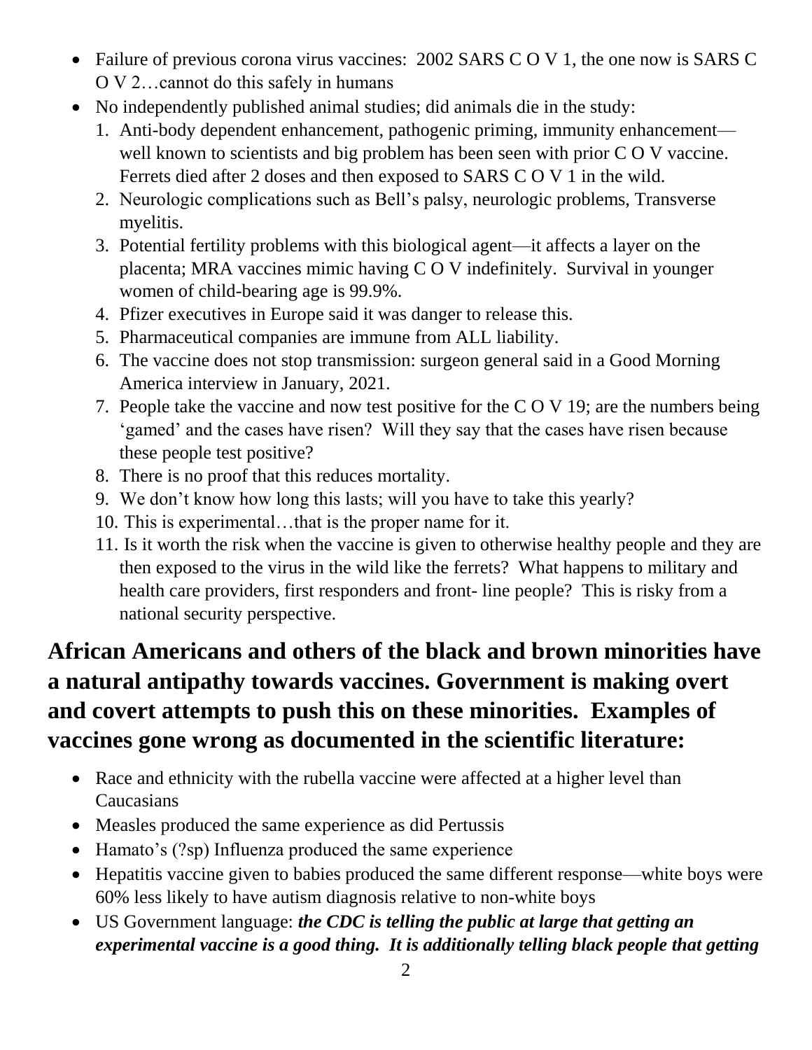- Failure of previous corona virus vaccines: 2002 SARS C O V 1, the one now is SARS C O V 2…cannot do this safely in humans
- No independently published animal studies; did animals die in the study:
  1. Anti-body dependent enhancement, pathogenic priming, immunity enhancement—well known to scientists and big problem has been seen with prior C O V vaccine. Ferrets died after 2 doses and then exposed to SARS C O V 1 in the wild.
  2. Neurologic complications such as Bell's palsy, neurologic problems, Transverse myelitis.
  3. Potential fertility problems with this biological agent—it affects a layer on the placenta; MRA vaccines mimic having C O V indefinitely. Survival in younger women of child-bearing age is 99.9%.
  4. Pfizer executives in Europe said it was danger to release this.
  5. Pharmaceutical companies are immune from ALL liability.
  6. The vaccine does not stop transmission: surgeon general said in a Good Morning America interview in January, 2021.
  7. People take the vaccine and now test positive for the C O V 19; are the numbers being 'gamed' and the cases have risen? Will they say that the cases have risen because these people test positive?
  8. There is no proof that this reduces mortality.
  9. We don't know how long this lasts; will you have to take this yearly?
  10. This is experimental…that is the proper name for it.
  11. Is it worth the risk when the vaccine is given to otherwise healthy people and they are then exposed to the virus in the wild like the ferrets? What happens to military and health care providers, first responders and front- line people? This is risky from a national security perspective.

## African Americans and others of the black and brown minorities have a natural antipathy towards vaccines. Government is making overt and covert attempts to push this on these minorities. Examples of vaccines gone wrong as documented in the scientific literature:

- Race and ethnicity with the rubella vaccine were affected at a higher level than Caucasians
- Measles produced the same experience as did Pertussis
- Hamato's (?sp) Influenza produced the same experience
- Hepatitis vaccine given to babies produced the same different response—white boys were 60% less likely to have autism diagnosis relative to non-white boys
- US Government language: ***the CDC is telling the public at large that getting an experimental vaccine is a good thing. It is additionally telling black people that getting***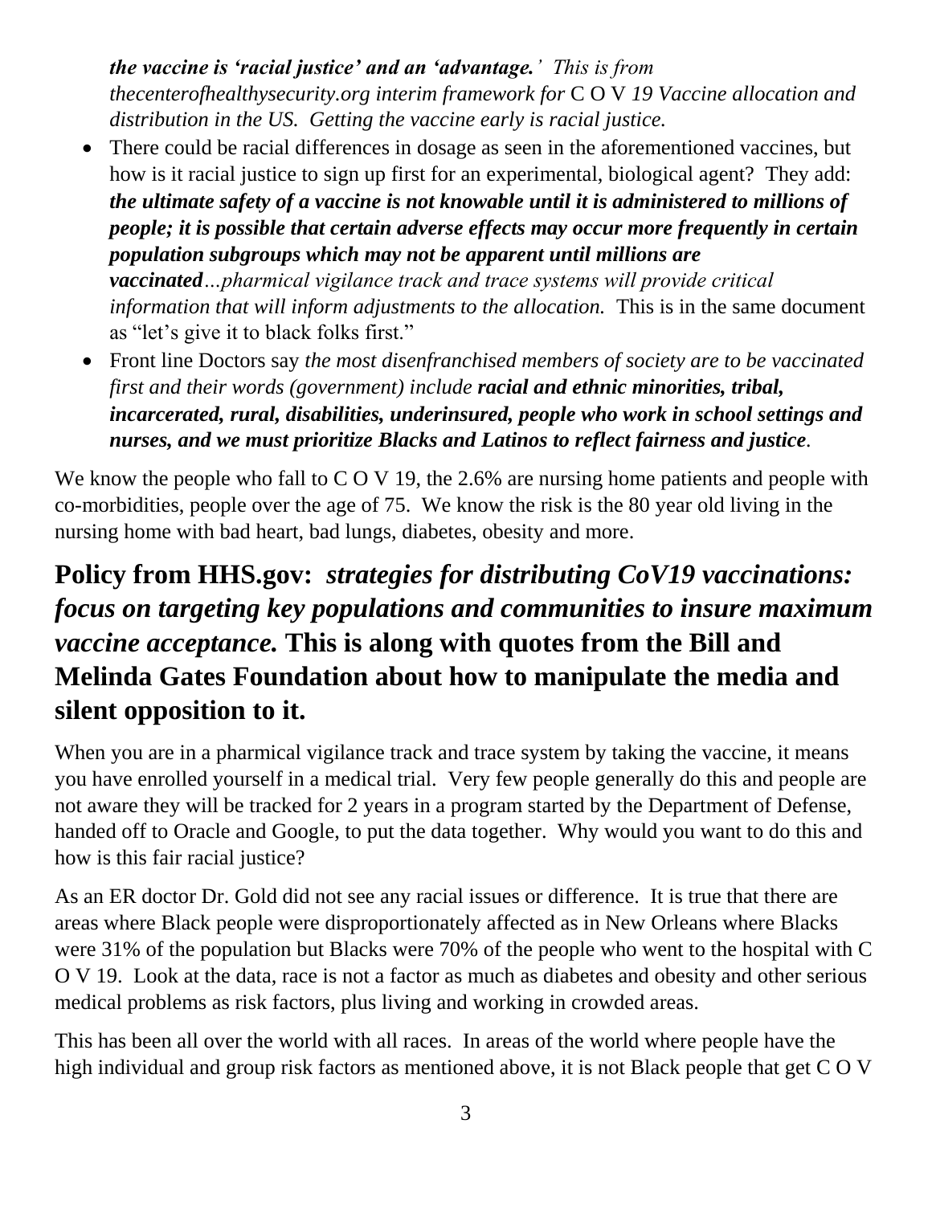***the vaccine is 'racial justice' and an 'advantage.'*** *This is from thecenterofhealthysecurity.org interim framework for* C O V *19 Vaccine allocation and distribution in the US. Getting the vaccine early is racial justice.*

- There could be racial differences in dosage as seen in the aforementioned vaccines, but how is it racial justice to sign up first for an experimental, biological agent? They add: ***the ultimate safety of a vaccine is not knowable until it is administered to millions of people; it is possible that certain adverse effects may occur more frequently in certain population subgroups which may not be apparent until millions are vaccinated****…pharmical vigilance track and trace systems will provide critical information that will inform adjustments to the allocation.* This is in the same document as "let's give it to black folks first."
- Front line Doctors say *the most disenfranchised members of society are to be vaccinated first and their words (government) include* ***racial and ethnic minorities, tribal, incarcerated, rural, disabilities, underinsured, people who work in school settings and nurses, and we must prioritize Blacks and Latinos to reflect fairness and justice****.*

We know the people who fall to C O V 19, the 2.6% are nursing home patients and people with co-morbidities, people over the age of 75. We know the risk is the 80 year old living in the nursing home with bad heart, bad lungs, diabetes, obesity and more.

## Policy from HHS.gov: *strategies for distributing CoV19 vaccinations: focus on targeting key populations and communities to insure maximum vaccine acceptance.* This is along with quotes from the Bill and Melinda Gates Foundation about how to manipulate the media and silent opposition to it.

When you are in a pharmical vigilance track and trace system by taking the vaccine, it means you have enrolled yourself in a medical trial. Very few people generally do this and people are not aware they will be tracked for 2 years in a program started by the Department of Defense, handed off to Oracle and Google, to put the data together. Why would you want to do this and how is this fair racial justice?

As an ER doctor Dr. Gold did not see any racial issues or difference. It is true that there are areas where Black people were disproportionately affected as in New Orleans where Blacks were 31% of the population but Blacks were 70% of the people who went to the hospital with C O V 19. Look at the data, race is not a factor as much as diabetes and obesity and other serious medical problems as risk factors, plus living and working in crowded areas.

This has been all over the world with all races. In areas of the world where people have the high individual and group risk factors as mentioned above, it is not Black people that get C O V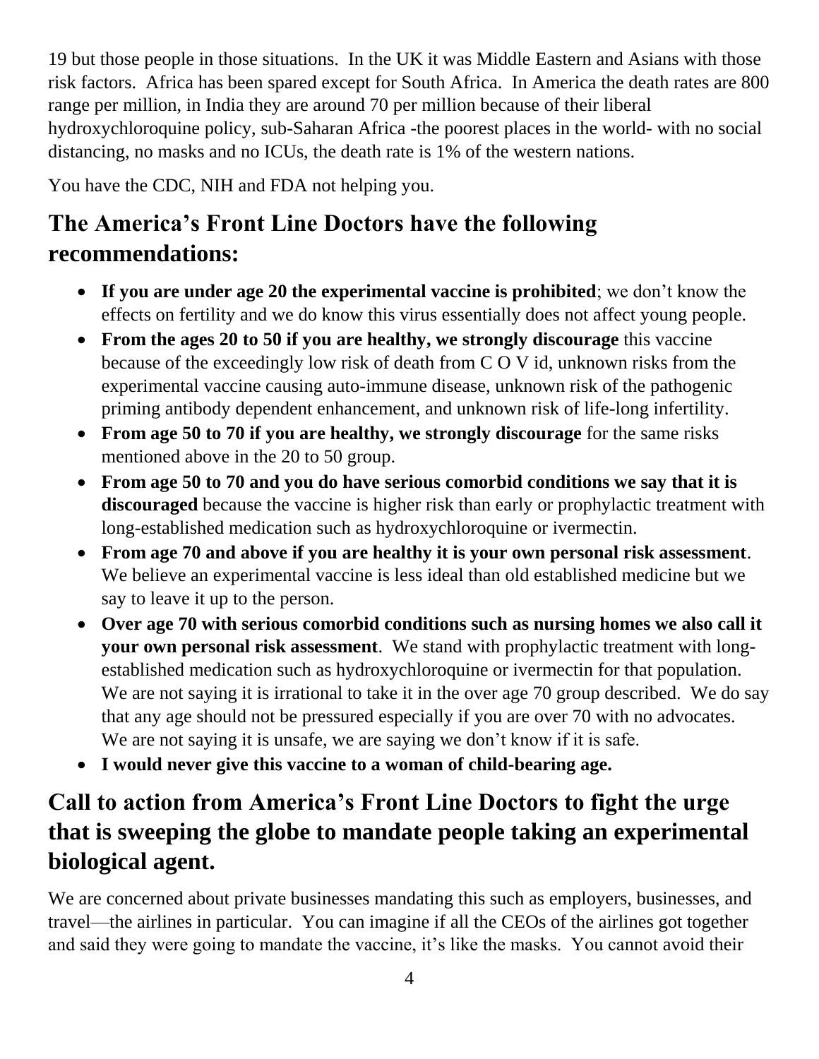19 but those people in those situations. In the UK it was Middle Eastern and Asians with those risk factors. Africa has been spared except for South Africa. In America the death rates are 800 range per million, in India they are around 70 per million because of their liberal hydroxychloroquine policy, sub-Saharan Africa -the poorest places in the world- with no social distancing, no masks and no ICUs, the death rate is 1% of the western nations.

You have the CDC, NIH and FDA not helping you.

## The America's Front Line Doctors have the following recommendations:

- **If you are under age 20 the experimental vaccine is prohibited**; we don't know the effects on fertility and we do know this virus essentially does not affect young people.
- **From the ages 20 to 50 if you are healthy, we strongly discourage** this vaccine because of the exceedingly low risk of death from C O V id, unknown risks from the experimental vaccine causing auto-immune disease, unknown risk of the pathogenic priming antibody dependent enhancement, and unknown risk of life-long infertility.
- **From age 50 to 70 if you are healthy, we strongly discourage** for the same risks mentioned above in the 20 to 50 group.
- **From age 50 to 70 and you do have serious comorbid conditions we say that it is discouraged** because the vaccine is higher risk than early or prophylactic treatment with long-established medication such as hydroxychloroquine or ivermectin.
- **From age 70 and above if you are healthy it is your own personal risk assessment**. We believe an experimental vaccine is less ideal than old established medicine but we say to leave it up to the person.
- **Over age 70 with serious comorbid conditions such as nursing homes we also call it your own personal risk assessment**. We stand with prophylactic treatment with long-established medication such as hydroxychloroquine or ivermectin for that population. We are not saying it is irrational to take it in the over age 70 group described. We do say that any age should not be pressured especially if you are over 70 with no advocates. We are not saying it is unsafe, we are saying we don't know if it is safe.
- **I would never give this vaccine to a woman of child-bearing age.**

## Call to action from America's Front Line Doctors to fight the urge that is sweeping the globe to mandate people taking an experimental biological agent.

We are concerned about private businesses mandating this such as employers, businesses, and travel—the airlines in particular. You can imagine if all the CEOs of the airlines got together and said they were going to mandate the vaccine, it's like the masks. You cannot avoid their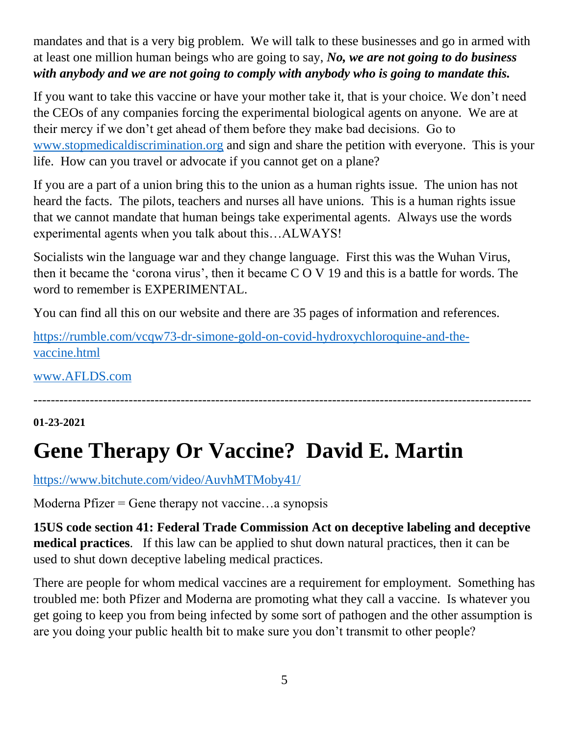mandates and that is a very big problem. We will talk to these businesses and go in armed with at least one million human beings who are going to say, ***No, we are not going to do business with anybody and we are not going to comply with anybody who is going to mandate this.***

If you want to take this vaccine or have your mother take it, that is your choice. We don't need the CEOs of any companies forcing the experimental biological agents on anyone. We are at their mercy if we don't get ahead of them before they make bad decisions. Go to [www.stopmedicaldiscrimination.org](http://www.stopmedicaldiscrimination.org) and sign and share the petition with everyone. This is your life. How can you travel or advocate if you cannot get on a plane?

If you are a part of a union bring this to the union as a human rights issue. The union has not heard the facts. The pilots, teachers and nurses all have unions. This is a human rights issue that we cannot mandate that human beings take experimental agents. Always use the words experimental agents when you talk about this…ALWAYS!

Socialists win the language war and they change language. First this was the Wuhan Virus, then it became the 'corona virus', then it became C O V 19 and this is a battle for words. The word to remember is EXPERIMENTAL.

You can find all this on our website and there are 35 pages of information and references.

[https://rumble.com/vcqw73-dr-simone-gold-on-covid-hydroxychloroquine-and-the-vaccine.html](https://rumble.com/vcqw73-dr-simone-gold-on-covid-hydroxychloroquine-and-the-vaccine.html)

[www.AFLDS.com](http://www.AFLDS.com)

---

**01-23-2021**

# Gene Therapy Or Vaccine? David E. Martin

[https://www.bitchute.com/video/AuvhMTMoby41/](https://www.bitchute.com/video/AuvhMTMoby41/)

Moderna Pfizer = Gene therapy not vaccine…a synopsis

**15US code section 41: Federal Trade Commission Act on deceptive labeling and deceptive medical practices**. If this law can be applied to shut down natural practices, then it can be used to shut down deceptive labeling medical practices.

There are people for whom medical vaccines are a requirement for employment. Something has troubled me: both Pfizer and Moderna are promoting what they call a vaccine. Is whatever you get going to keep you from being infected by some sort of pathogen and the other assumption is are you doing your public health bit to make sure you don't transmit to other people?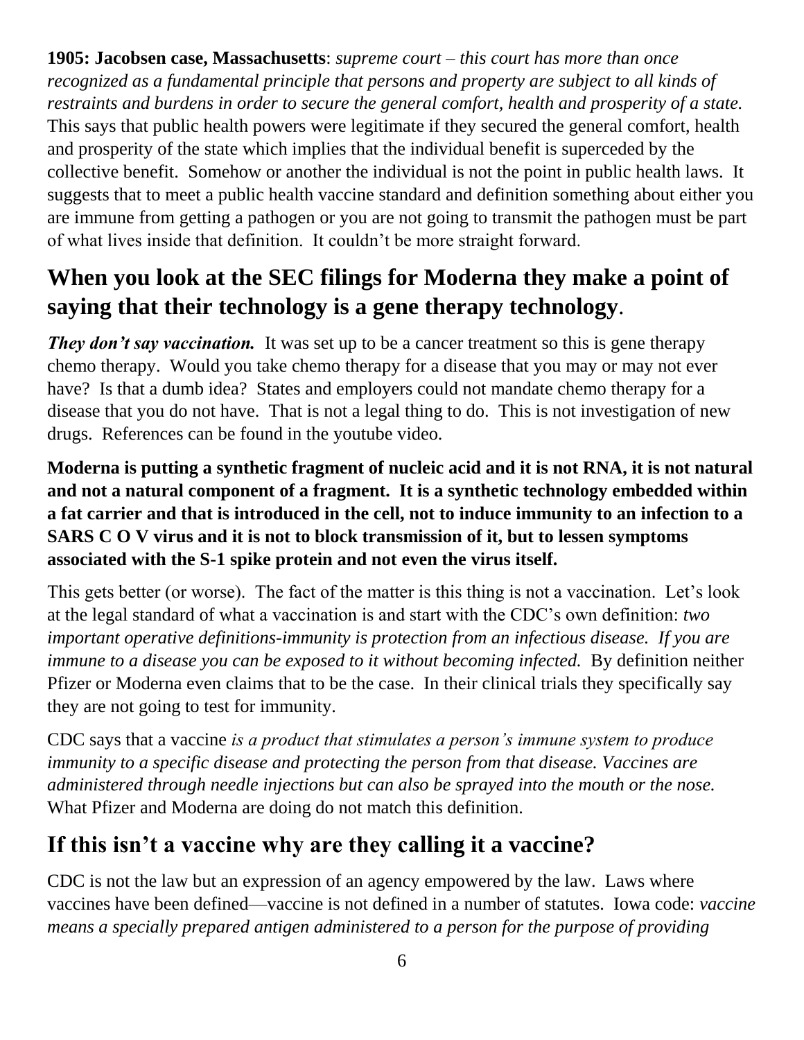**1905: Jacobsen case, Massachusetts**: *supreme court – this court has more than once recognized as a fundamental principle that persons and property are subject to all kinds of restraints and burdens in order to secure the general comfort, health and prosperity of a state.* This says that public health powers were legitimate if they secured the general comfort, health and prosperity of the state which implies that the individual benefit is superceded by the collective benefit. Somehow or another the individual is not the point in public health laws. It suggests that to meet a public health vaccine standard and definition something about either you are immune from getting a pathogen or you are not going to transmit the pathogen must be part of what lives inside that definition. It couldn't be more straight forward.

## When you look at the SEC filings for Moderna they make a point of saying that their technology is a gene therapy technology.

***They don't say vaccination.*** It was set up to be a cancer treatment so this is gene therapy chemo therapy. Would you take chemo therapy for a disease that you may or may not ever have? Is that a dumb idea? States and employers could not mandate chemo therapy for a disease that you do not have. That is not a legal thing to do. This is not investigation of new drugs. References can be found in the youtube video.

**Moderna is putting a synthetic fragment of nucleic acid and it is not RNA, it is not natural and not a natural component of a fragment. It is a synthetic technology embedded within a fat carrier and that is introduced in the cell, not to induce immunity to an infection to a SARS C O V virus and it is not to block transmission of it, but to lessen symptoms associated with the S-1 spike protein and not even the virus itself.**

This gets better (or worse). The fact of the matter is this thing is not a vaccination. Let's look at the legal standard of what a vaccination is and start with the CDC's own definition: *two important operative definitions-immunity is protection from an infectious disease. If you are immune to a disease you can be exposed to it without becoming infected.* By definition neither Pfizer or Moderna even claims that to be the case. In their clinical trials they specifically say they are not going to test for immunity.

CDC says that a vaccine *is a product that stimulates a person's immune system to produce immunity to a specific disease and protecting the person from that disease. Vaccines are administered through needle injections but can also be sprayed into the mouth or the nose.* What Pfizer and Moderna are doing do not match this definition.

## If this isn't a vaccine why are they calling it a vaccine?

CDC is not the law but an expression of an agency empowered by the law. Laws where vaccines have been defined—vaccine is not defined in a number of statutes. Iowa code: *vaccine means a specially prepared antigen administered to a person for the purpose of providing*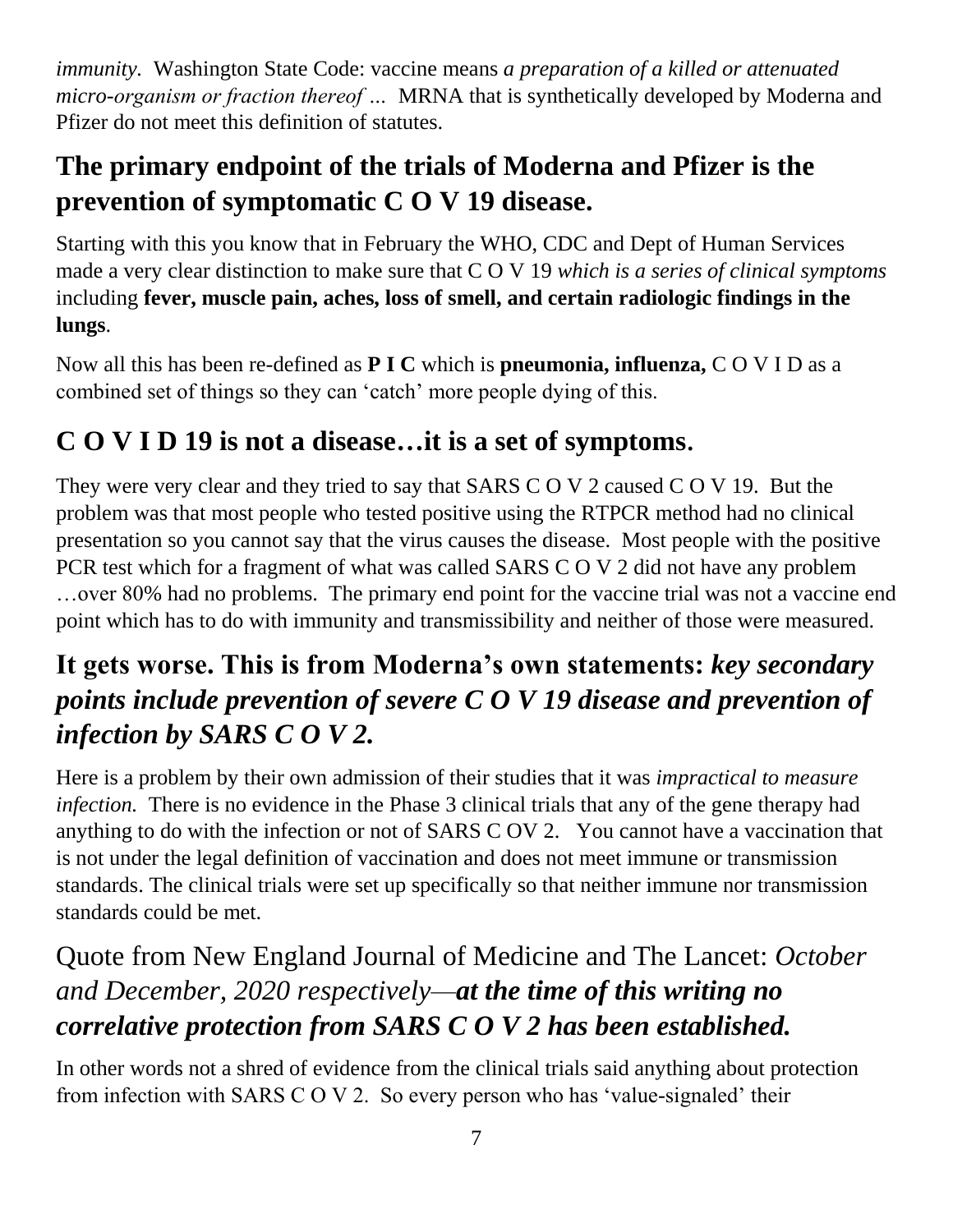*immunity.* Washington State Code: vaccine means *a preparation of a killed or attenuated micro-organism or fraction thereof …* MRNA that is synthetically developed by Moderna and Pfizer do not meet this definition of statutes.

## The primary endpoint of the trials of Moderna and Pfizer is the prevention of symptomatic C O V 19 disease.

Starting with this you know that in February the WHO, CDC and Dept of Human Services made a very clear distinction to make sure that C O V 19 *which is a series of clinical symptoms* including **fever, muscle pain, aches, loss of smell, and certain radiologic findings in the lungs**.

Now all this has been re-defined as **P I C** which is **pneumonia, influenza,** C O V I D as a combined set of things so they can 'catch' more people dying of this.

## C O V I D 19 is not a disease…it is a set of symptoms.

They were very clear and they tried to say that SARS C O V 2 caused C O V 19. But the problem was that most people who tested positive using the RTPCR method had no clinical presentation so you cannot say that the virus causes the disease. Most people with the positive PCR test which for a fragment of what was called SARS C O V 2 did not have any problem …over 80% had no problems. The primary end point for the vaccine trial was not a vaccine end point which has to do with immunity and transmissibility and neither of those were measured.

## It gets worse. This is from Moderna's own statements: *key secondary points include prevention of severe C O V 19 disease and prevention of infection by SARS C O V 2.*

Here is a problem by their own admission of their studies that it was *impractical to measure infection.* There is no evidence in the Phase 3 clinical trials that any of the gene therapy had anything to do with the infection or not of SARS C OV 2. You cannot have a vaccination that is not under the legal definition of vaccination and does not meet immune or transmission standards. The clinical trials were set up specifically so that neither immune nor transmission standards could be met.

## Quote from New England Journal of Medicine and The Lancet: *October and December, 2020 respectively—**at the time of this writing no correlative protection from SARS C O V 2 has been established.***

In other words not a shred of evidence from the clinical trials said anything about protection from infection with SARS C O V 2. So every person who has 'value-signaled' their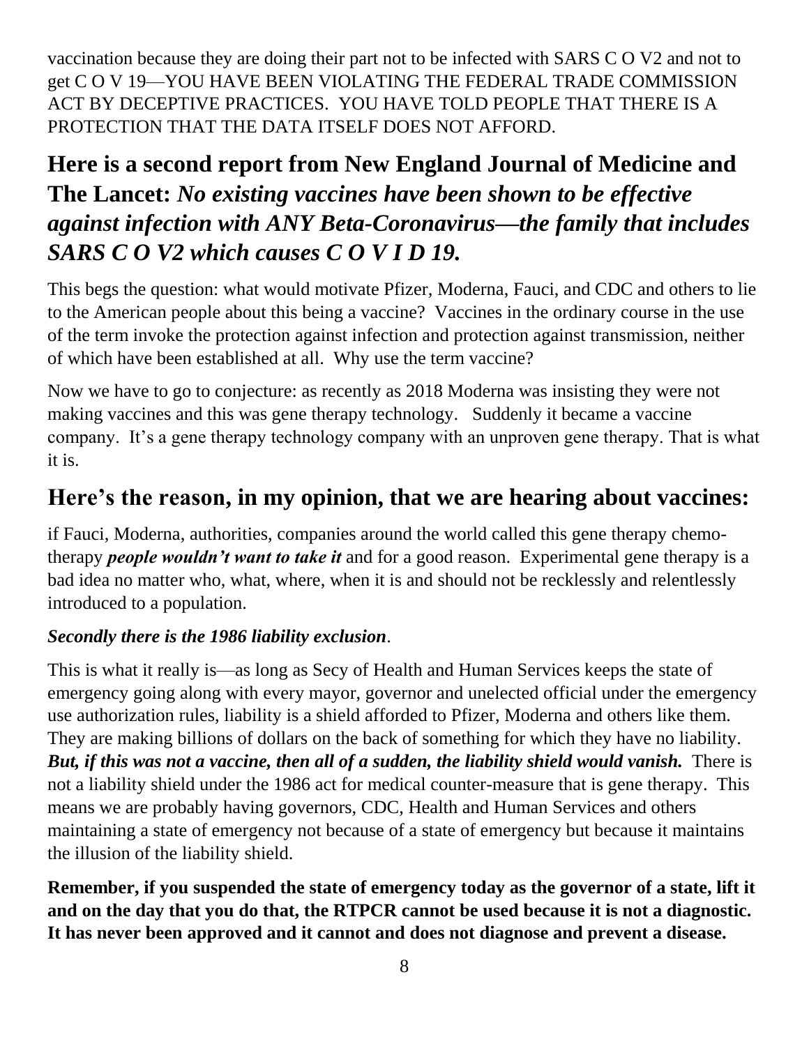vaccination because they are doing their part not to be infected with SARS C O V2 and not to get C O V 19—YOU HAVE BEEN VIOLATING THE FEDERAL TRADE COMMISSION ACT BY DECEPTIVE PRACTICES. YOU HAVE TOLD PEOPLE THAT THERE IS A PROTECTION THAT THE DATA ITSELF DOES NOT AFFORD.

## Here is a second report from New England Journal of Medicine and The Lancet: *No existing vaccines have been shown to be effective against infection with ANY Beta-Coronavirus—the family that includes SARS C O V2 which causes C O V I D 19.*

This begs the question: what would motivate Pfizer, Moderna, Fauci, and CDC and others to lie to the American people about this being a vaccine? Vaccines in the ordinary course in the use of the term invoke the protection against infection and protection against transmission, neither of which have been established at all. Why use the term vaccine?

Now we have to go to conjecture: as recently as 2018 Moderna was insisting they were not making vaccines and this was gene therapy technology. Suddenly it became a vaccine company. It's a gene therapy technology company with an unproven gene therapy. That is what it is.

## Here's the reason, in my opinion, that we are hearing about vaccines:

if Fauci, Moderna, authorities, companies around the world called this gene therapy chemo-therapy ***people wouldn't want to take it*** and for a good reason. Experimental gene therapy is a bad idea no matter who, what, where, when it is and should not be recklessly and relentlessly introduced to a population.

***Secondly there is the 1986 liability exclusion***.

This is what it really is—as long as Secy of Health and Human Services keeps the state of emergency going along with every mayor, governor and unelected official under the emergency use authorization rules, liability is a shield afforded to Pfizer, Moderna and others like them. They are making billions of dollars on the back of something for which they have no liability. ***But, if this was not a vaccine, then all of a sudden, the liability shield would vanish.*** There is not a liability shield under the 1986 act for medical counter-measure that is gene therapy. This means we are probably having governors, CDC, Health and Human Services and others maintaining a state of emergency not because of a state of emergency but because it maintains the illusion of the liability shield.

**Remember, if you suspended the state of emergency today as the governor of a state, lift it and on the day that you do that, the RTPCR cannot be used because it is not a diagnostic. It has never been approved and it cannot and does not diagnose and prevent a disease.**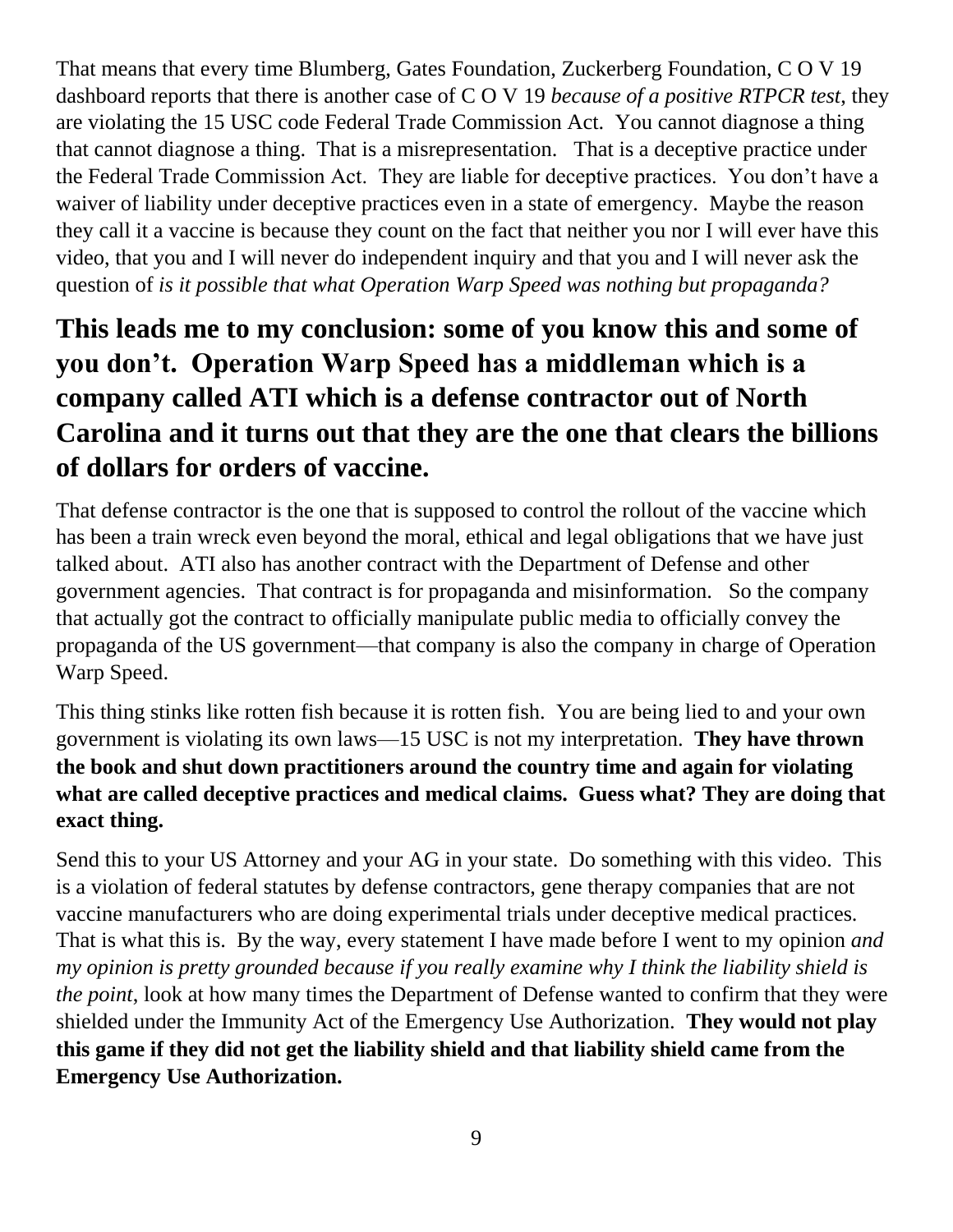That means that every time Blumberg, Gates Foundation, Zuckerberg Foundation, C O V 19 dashboard reports that there is another case of C O V 19 *because of a positive RTPCR test*, they are violating the 15 USC code Federal Trade Commission Act. You cannot diagnose a thing that cannot diagnose a thing. That is a misrepresentation. That is a deceptive practice under the Federal Trade Commission Act. They are liable for deceptive practices. You don't have a waiver of liability under deceptive practices even in a state of emergency. Maybe the reason they call it a vaccine is because they count on the fact that neither you nor I will ever have this video, that you and I will never do independent inquiry and that you and I will never ask the question of *is it possible that what Operation Warp Speed was nothing but propaganda?*

## This leads me to my conclusion: some of you know this and some of you don't. Operation Warp Speed has a middleman which is a company called ATI which is a defense contractor out of North Carolina and it turns out that they are the one that clears the billions of dollars for orders of vaccine.

That defense contractor is the one that is supposed to control the rollout of the vaccine which has been a train wreck even beyond the moral, ethical and legal obligations that we have just talked about. ATI also has another contract with the Department of Defense and other government agencies. That contract is for propaganda and misinformation. So the company that actually got the contract to officially manipulate public media to officially convey the propaganda of the US government—that company is also the company in charge of Operation Warp Speed.

This thing stinks like rotten fish because it is rotten fish. You are being lied to and your own government is violating its own laws—15 USC is not my interpretation. **They have thrown the book and shut down practitioners around the country time and again for violating what are called deceptive practices and medical claims. Guess what? They are doing that exact thing.**

Send this to your US Attorney and your AG in your state. Do something with this video. This is a violation of federal statutes by defense contractors, gene therapy companies that are not vaccine manufacturers who are doing experimental trials under deceptive medical practices. That is what this is. By the way, every statement I have made before I went to my opinion *and my opinion is pretty grounded because if you really examine why I think the liability shield is the point*, look at how many times the Department of Defense wanted to confirm that they were shielded under the Immunity Act of the Emergency Use Authorization. **They would not play this game if they did not get the liability shield and that liability shield came from the Emergency Use Authorization.**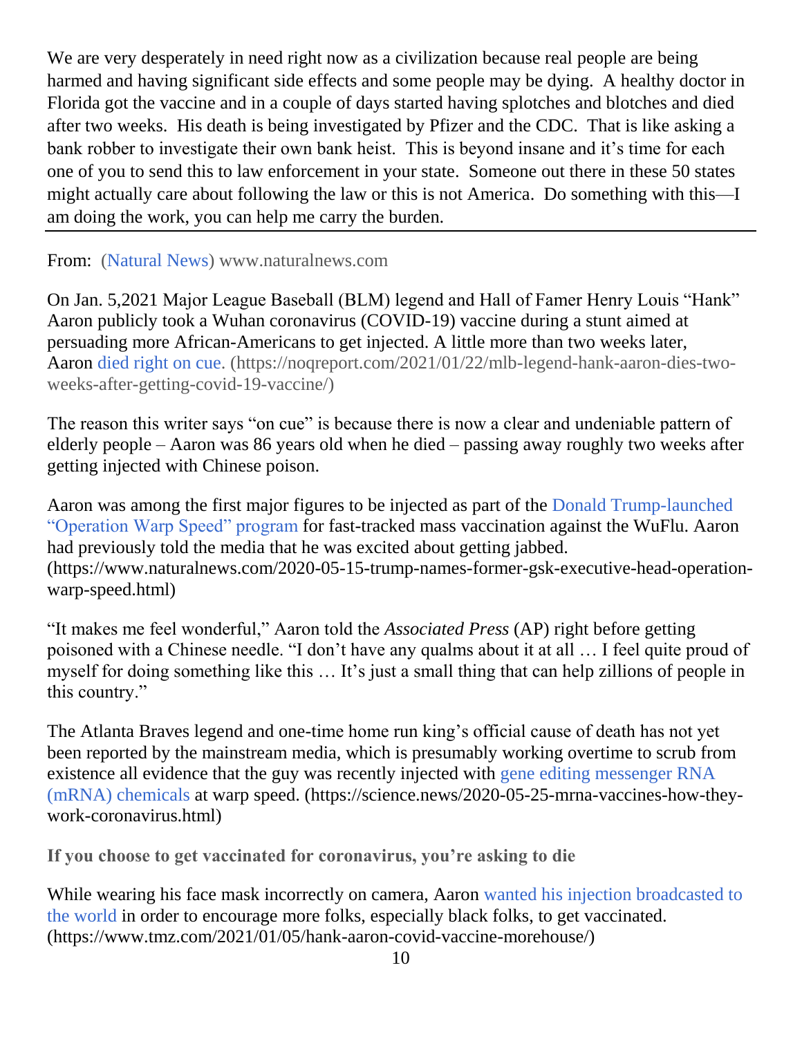We are very desperately in need right now as a civilization because real people are being harmed and having significant side effects and some people may be dying. A healthy doctor in Florida got the vaccine and in a couple of days started having splotches and blotches and died after two weeks. His death is being investigated by Pfizer and the CDC. That is like asking a bank robber to investigate their own bank heist. This is beyond insane and it's time for each one of you to send this to law enforcement in your state. Someone out there in these 50 states might actually care about following the law or this is not America. Do something with this—I am doing the work, you can help me carry the burden.

---

From: (Natural News) www.naturalnews.com

On Jan. 5,2021 Major League Baseball (BLM) legend and Hall of Famer Henry Louis "Hank" Aaron publicly took a Wuhan coronavirus (COVID-19) vaccine during a stunt aimed at persuading more African-Americans to get injected. A little more than two weeks later, Aaron died right on cue. (https://noqreport.com/2021/01/22/mlb-legend-hank-aaron-dies-two-weeks-after-getting-covid-19-vaccine/)

The reason this writer says "on cue" is because there is now a clear and undeniable pattern of elderly people – Aaron was 86 years old when he died – passing away roughly two weeks after getting injected with Chinese poison.

Aaron was among the first major figures to be injected as part of the Donald Trump-launched "Operation Warp Speed" program for fast-tracked mass vaccination against the WuFlu. Aaron had previously told the media that he was excited about getting jabbed. (https://www.naturalnews.com/2020-05-15-trump-names-former-gsk-executive-head-operation-warp-speed.html)

"It makes me feel wonderful," Aaron told the *Associated Press* (AP) right before getting poisoned with a Chinese needle. "I don't have any qualms about it at all … I feel quite proud of myself for doing something like this … It's just a small thing that can help zillions of people in this country."

The Atlanta Braves legend and one-time home run king's official cause of death has not yet been reported by the mainstream media, which is presumably working overtime to scrub from existence all evidence that the guy was recently injected with gene editing messenger RNA (mRNA) chemicals at warp speed. (https://science.news/2020-05-25-mrna-vaccines-how-they-work-coronavirus.html)

**If you choose to get vaccinated for coronavirus, you're asking to die**

While wearing his face mask incorrectly on camera, Aaron wanted his injection broadcasted to the world in order to encourage more folks, especially black folks, to get vaccinated. (https://www.tmz.com/2021/01/05/hank-aaron-covid-vaccine-morehouse/)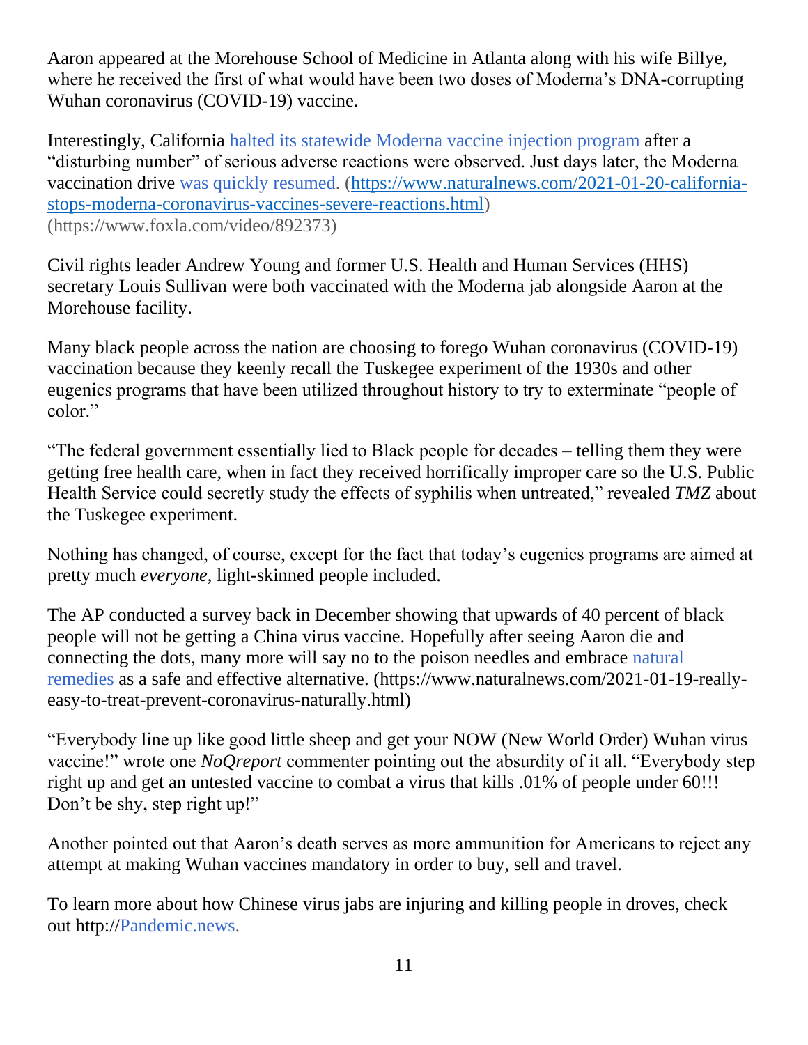Aaron appeared at the Morehouse School of Medicine in Atlanta along with his wife Billye, where he received the first of what would have been two doses of Moderna's DNA-corrupting Wuhan coronavirus (COVID-19) vaccine.

Interestingly, California halted its statewide Moderna vaccine injection program after a "disturbing number" of serious adverse reactions were observed. Just days later, the Moderna vaccination drive was quickly resumed. (https://www.naturalnews.com/2021-01-20-california-stops-moderna-coronavirus-vaccines-severe-reactions.html) (https://www.foxla.com/video/892373)

Civil rights leader Andrew Young and former U.S. Health and Human Services (HHS) secretary Louis Sullivan were both vaccinated with the Moderna jab alongside Aaron at the Morehouse facility.

Many black people across the nation are choosing to forego Wuhan coronavirus (COVID-19) vaccination because they keenly recall the Tuskegee experiment of the 1930s and other eugenics programs that have been utilized throughout history to try to exterminate "people of color."

"The federal government essentially lied to Black people for decades – telling them they were getting free health care, when in fact they received horrifically improper care so the U.S. Public Health Service could secretly study the effects of syphilis when untreated," revealed *TMZ* about the Tuskegee experiment.

Nothing has changed, of course, except for the fact that today's eugenics programs are aimed at pretty much *everyone*, light-skinned people included.

The AP conducted a survey back in December showing that upwards of 40 percent of black people will not be getting a China virus vaccine. Hopefully after seeing Aaron die and connecting the dots, many more will say no to the poison needles and embrace natural remedies as a safe and effective alternative. (https://www.naturalnews.com/2021-01-19-really-easy-to-treat-prevent-coronavirus-naturally.html)

"Everybody line up like good little sheep and get your NOW (New World Order) Wuhan virus vaccine!" wrote one *NoQreport* commenter pointing out the absurdity of it all. "Everybody step right up and get an untested vaccine to combat a virus that kills .01% of people under 60!!! Don't be shy, step right up!"

Another pointed out that Aaron's death serves as more ammunition for Americans to reject any attempt at making Wuhan vaccines mandatory in order to buy, sell and travel.

To learn more about how Chinese virus jabs are injuring and killing people in droves, check out http://Pandemic.news.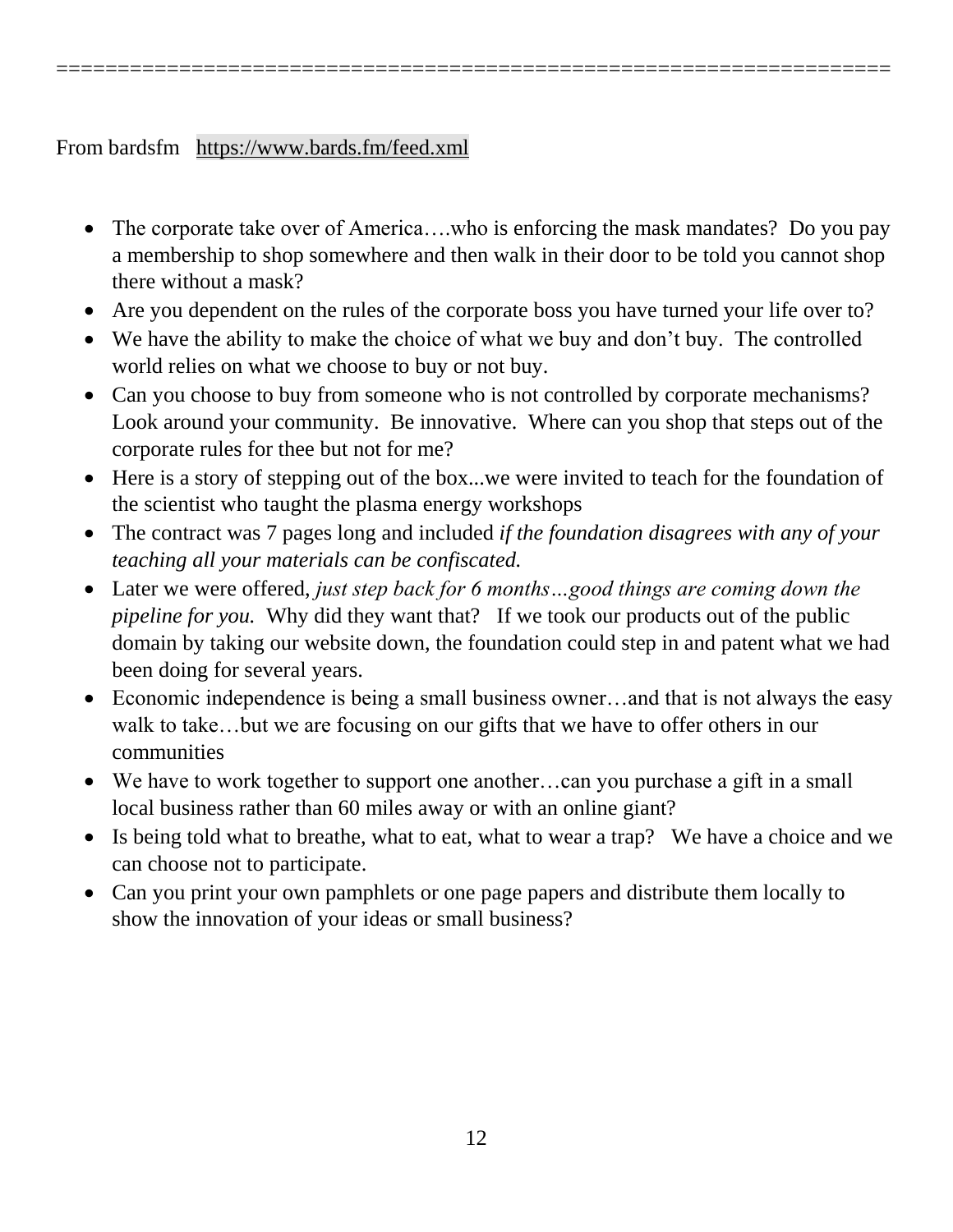======================================================================

From bardsfm https://www.bards.fm/feed.xml

- The corporate take over of America….who is enforcing the mask mandates? Do you pay a membership to shop somewhere and then walk in their door to be told you cannot shop there without a mask?
- Are you dependent on the rules of the corporate boss you have turned your life over to?
- We have the ability to make the choice of what we buy and don't buy. The controlled world relies on what we choose to buy or not buy.
- Can you choose to buy from someone who is not controlled by corporate mechanisms? Look around your community. Be innovative. Where can you shop that steps out of the corporate rules for thee but not for me?
- Here is a story of stepping out of the box...we were invited to teach for the foundation of the scientist who taught the plasma energy workshops
- The contract was 7 pages long and included *if the foundation disagrees with any of your teaching all your materials can be confiscated.*
- Later we were offered, *just step back for 6 months…good things are coming down the pipeline for you.* Why did they want that? If we took our products out of the public domain by taking our website down, the foundation could step in and patent what we had been doing for several years.
- Economic independence is being a small business owner…and that is not always the easy walk to take…but we are focusing on our gifts that we have to offer others in our communities
- We have to work together to support one another…can you purchase a gift in a small local business rather than 60 miles away or with an online giant?
- Is being told what to breathe, what to eat, what to wear a trap? We have a choice and we can choose not to participate.
- Can you print your own pamphlets or one page papers and distribute them locally to show the innovation of your ideas or small business?